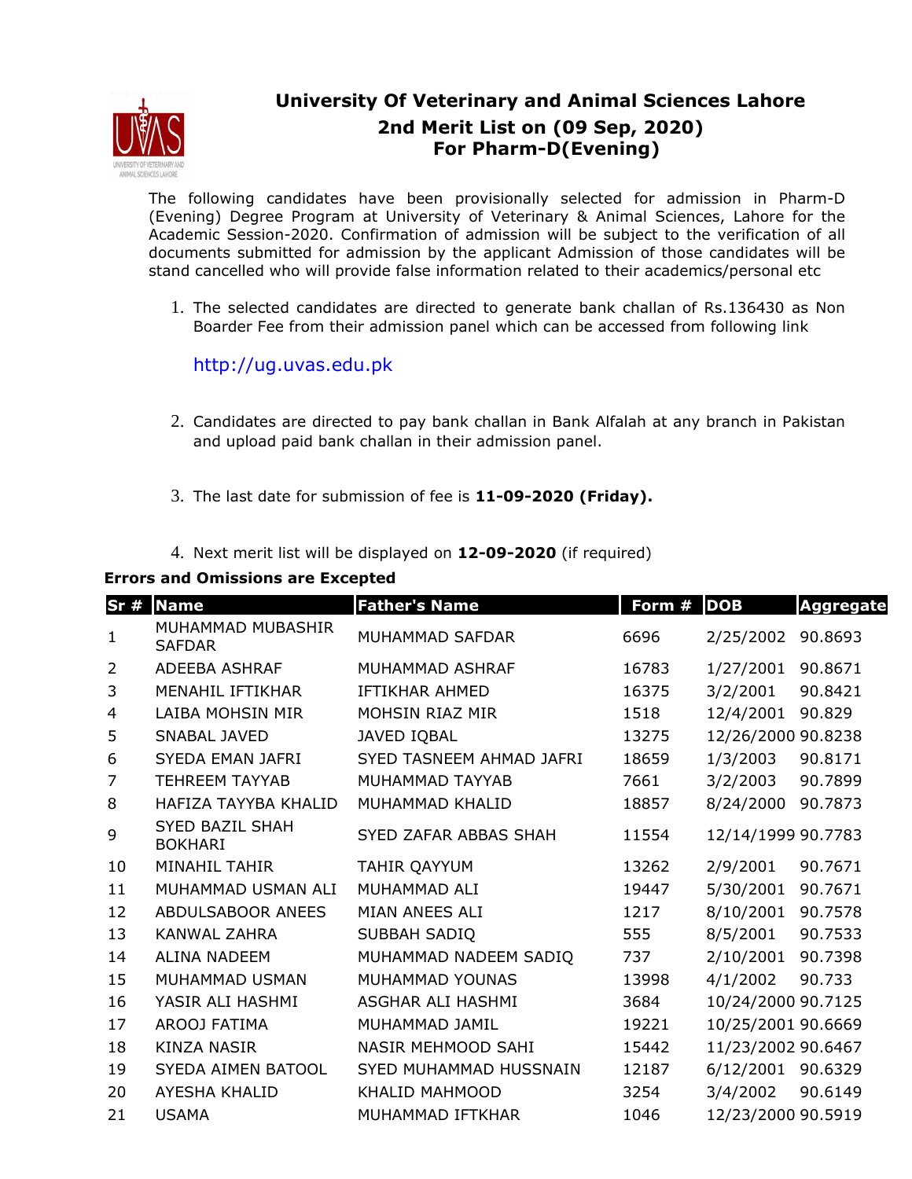# University Of Veterinary and Animal Sciences Lahore

## 2nd Merit List on (09 Sep, 2020)

## For Pharm-D(Evening)

The following candidates have been provisionally selected for admission in Pharm-D (Evening) Degree Program at University of Veterinary & Animal Sciences, Lahore for the Academic Session-2020. Confirmation of admission will be subject to the verification of all documents submitted for admission by the applicant Admission of those candidates will be stand cancelled who will provide false information related to their academics/personal etc

1. The selected candidates are directed to generate bank challan of Rs.136430 as Non Boarder Fee from their admission panel which can be accessed from following link

   http://ug.uvas.edu.pk

2. Candidates are directed to pay bank challan in Bank Alfalah at any branch in Pakistan and upload paid bank challan in their admission panel.

3. The last date for submission of fee is **11-09-2020 (Friday).**

4. Next merit list will be displayed on **12-09-2020** (if required)

**Errors and Omissions are Excepted**

| Sr # | Name | Father's Name | Form # | DOB | Aggregate |
|---|---|---|---|---|---|
| 1 | MUHAMMAD MUBASHIR SAFDAR | MUHAMMAD SAFDAR | 6696 | 2/25/2002 | 90.8693 |
| 2 | ADEEBA ASHRAF | MUHAMMAD ASHRAF | 16783 | 1/27/2001 | 90.8671 |
| 3 | MENAHIL IFTIKHAR | IFTIKHAR AHMED | 16375 | 3/2/2001 | 90.8421 |
| 4 | LAIBA MOHSIN MIR | MOHSIN RIAZ MIR | 1518 | 12/4/2001 | 90.829 |
| 5 | SNABAL JAVED | JAVED IQBAL | 13275 | 12/26/2000 | 90.8238 |
| 6 | SYEDA EMAN JAFRI | SYED TASNEEM AHMAD JAFRI | 18659 | 1/3/2003 | 90.8171 |
| 7 | TEHREEM TAYYAB | MUHAMMAD TAYYAB | 7661 | 3/2/2003 | 90.7899 |
| 8 | HAFIZA TAYYBA KHALID | MUHAMMAD KHALID | 18857 | 8/24/2000 | 90.7873 |
| 9 | SYED BAZIL SHAH BOKHARI | SYED ZAFAR ABBAS SHAH | 11554 | 12/14/1999 | 90.7783 |
| 10 | MINAHIL TAHIR | TAHIR QAYYUM | 13262 | 2/9/2001 | 90.7671 |
| 11 | MUHAMMAD USMAN ALI | MUHAMMAD ALI | 19447 | 5/30/2001 | 90.7671 |
| 12 | ABDULSABOOR ANEES | MIAN ANEES ALI | 1217 | 8/10/2001 | 90.7578 |
| 13 | KANWAL ZAHRA | SUBBAH SADIQ | 555 | 8/5/2001 | 90.7533 |
| 14 | ALINA NADEEM | MUHAMMAD NADEEM SADIQ | 737 | 2/10/2001 | 90.7398 |
| 15 | MUHAMMAD USMAN | MUHAMMAD YOUNAS | 13998 | 4/1/2002 | 90.733 |
| 16 | YASIR ALI HASHMI | ASGHAR ALI HASHMI | 3684 | 10/24/2000 | 90.7125 |
| 17 | AROOJ FATIMA | MUHAMMAD JAMIL | 19221 | 10/25/2001 | 90.6669 |
| 18 | KINZA NASIR | NASIR MEHMOOD SAHI | 15442 | 11/23/2002 | 90.6467 |
| 19 | SYEDA AIMEN BATOOL | SYED MUHAMMAD HUSSNAIN | 12187 | 6/12/2001 | 90.6329 |
| 20 | AYESHA KHALID | KHALID MAHMOOD | 3254 | 3/4/2002 | 90.6149 |
| 21 | USAMA | MUHAMMAD IFTKHAR | 1046 | 12/23/2000 | 90.5919 |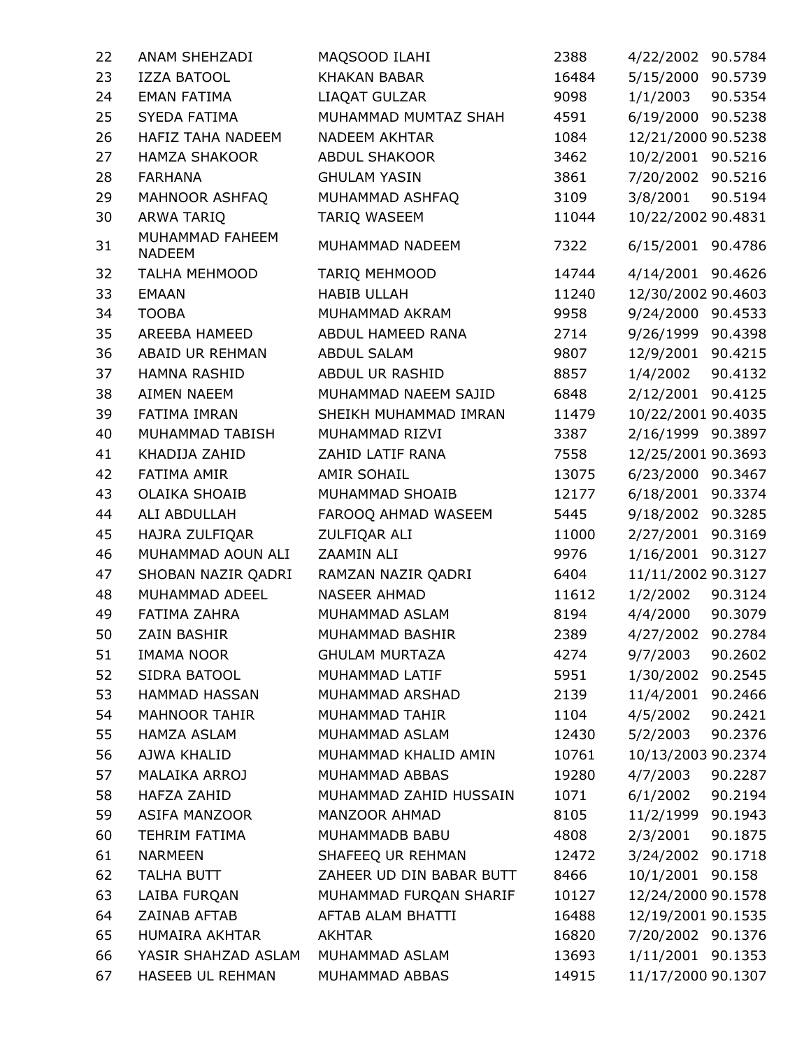| 22 | ANAM SHEHZADI | MAQSOOD ILAHI | 2388 | 4/22/2002 | 90.5784 |
|---|---|---|---|---|---|
| 23 | IZZA BATOOL | KHAKAN BABAR | 16484 | 5/15/2000 | 90.5739 |
| 24 | EMAN FATIMA | LIAQAT GULZAR | 9098 | 1/1/2003 | 90.5354 |
| 25 | SYEDA FATIMA | MUHAMMAD MUMTAZ SHAH | 4591 | 6/19/2000 | 90.5238 |
| 26 | HAFIZ TAHA NADEEM | NADEEM AKHTAR | 1084 | 12/21/2000 | 90.5238 |
| 27 | HAMZA SHAKOOR | ABDUL SHAKOOR | 3462 | 10/2/2001 | 90.5216 |
| 28 | FARHANA | GHULAM YASIN | 3861 | 7/20/2002 | 90.5216 |
| 29 | MAHNOOR ASHFAQ | MUHAMMAD ASHFAQ | 3109 | 3/8/2001 | 90.5194 |
| 30 | ARWA TARIQ | TARIQ WASEEM | 11044 | 10/22/2002 | 90.4831 |
| 31 | MUHAMMAD FAHEEM NADEEM | MUHAMMAD NADEEM | 7322 | 6/15/2001 | 90.4786 |
| 32 | TALHA MEHMOOD | TARIQ MEHMOOD | 14744 | 4/14/2001 | 90.4626 |
| 33 | EMAAN | HABIB ULLAH | 11240 | 12/30/2002 | 90.4603 |
| 34 | TOOBA | MUHAMMAD AKRAM | 9958 | 9/24/2000 | 90.4533 |
| 35 | AREEBA HAMEED | ABDUL HAMEED RANA | 2714 | 9/26/1999 | 90.4398 |
| 36 | ABAID UR REHMAN | ABDUL SALAM | 9807 | 12/9/2001 | 90.4215 |
| 37 | HAMNA RASHID | ABDUL UR RASHID | 8857 | 1/4/2002 | 90.4132 |
| 38 | AIMEN NAEEM | MUHAMMAD NAEEM SAJID | 6848 | 2/12/2001 | 90.4125 |
| 39 | FATIMA IMRAN | SHEIKH MUHAMMAD IMRAN | 11479 | 10/22/2001 | 90.4035 |
| 40 | MUHAMMAD TABISH | MUHAMMAD RIZVI | 3387 | 2/16/1999 | 90.3897 |
| 41 | KHADIJA ZAHID | ZAHID LATIF RANA | 7558 | 12/25/2001 | 90.3693 |
| 42 | FATIMA AMIR | AMIR SOHAIL | 13075 | 6/23/2000 | 90.3467 |
| 43 | OLAIKA SHOAIB | MUHAMMAD SHOAIB | 12177 | 6/18/2001 | 90.3374 |
| 44 | ALI ABDULLAH | FAROOQ AHMAD WASEEM | 5445 | 9/18/2002 | 90.3285 |
| 45 | HAJRA ZULFIQAR | ZULFIQAR ALI | 11000 | 2/27/2001 | 90.3169 |
| 46 | MUHAMMAD AOUN ALI | ZAAMIN ALI | 9976 | 1/16/2001 | 90.3127 |
| 47 | SHOBAN NAZIR QADRI | RAMZAN NAZIR QADRI | 6404 | 11/11/2002 | 90.3127 |
| 48 | MUHAMMAD ADEEL | NASEER AHMAD | 11612 | 1/2/2002 | 90.3124 |
| 49 | FATIMA ZAHRA | MUHAMMAD ASLAM | 8194 | 4/4/2000 | 90.3079 |
| 50 | ZAIN BASHIR | MUHAMMAD BASHIR | 2389 | 4/27/2002 | 90.2784 |
| 51 | IMAMA NOOR | GHULAM MURTAZA | 4274 | 9/7/2003 | 90.2602 |
| 52 | SIDRA BATOOL | MUHAMMAD LATIF | 5951 | 1/30/2002 | 90.2545 |
| 53 | HAMMAD HASSAN | MUHAMMAD ARSHAD | 2139 | 11/4/2001 | 90.2466 |
| 54 | MAHNOOR TAHIR | MUHAMMAD TAHIR | 1104 | 4/5/2002 | 90.2421 |
| 55 | HAMZA ASLAM | MUHAMMAD ASLAM | 12430 | 5/2/2003 | 90.2376 |
| 56 | AJWA KHALID | MUHAMMAD KHALID AMIN | 10761 | 10/13/2003 | 90.2374 |
| 57 | MALAIKA ARROJ | MUHAMMAD ABBAS | 19280 | 4/7/2003 | 90.2287 |
| 58 | HAFZA ZAHID | MUHAMMAD ZAHID HUSSAIN | 1071 | 6/1/2002 | 90.2194 |
| 59 | ASIFA MANZOOR | MANZOOR AHMAD | 8105 | 11/2/1999 | 90.1943 |
| 60 | TEHRIM FATIMA | MUHAMMADB BABU | 4808 | 2/3/2001 | 90.1875 |
| 61 | NARMEEN | SHAFEEQ UR REHMAN | 12472 | 3/24/2002 | 90.1718 |
| 62 | TALHA BUTT | ZAHEER UD DIN BABAR BUTT | 8466 | 10/1/2001 | 90.158 |
| 63 | LAIBA FURQAN | MUHAMMAD FURQAN SHARIF | 10127 | 12/24/2000 | 90.1578 |
| 64 | ZAINAB AFTAB | AFTAB ALAM BHATTI | 16488 | 12/19/2001 | 90.1535 |
| 65 | HUMAIRA AKHTAR | AKHTAR | 16820 | 7/20/2002 | 90.1376 |
| 66 | YASIR SHAHZAD ASLAM | MUHAMMAD ASLAM | 13693 | 1/11/2001 | 90.1353 |
| 67 | HASEEB UL REHMAN | MUHAMMAD ABBAS | 14915 | 11/17/2000 | 90.1307 |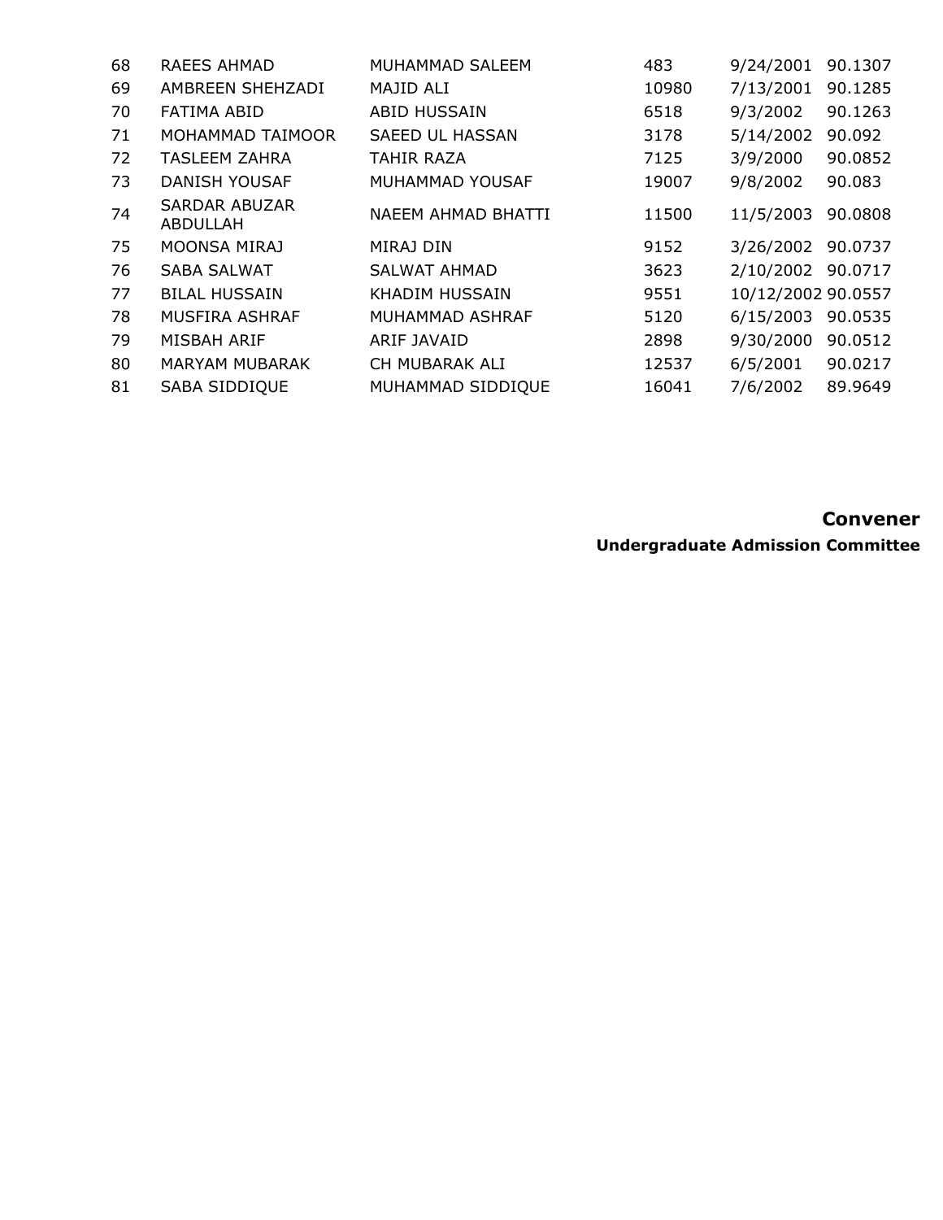| | | | | | |
|---|---|---|---|---|---|
| 68 | RAEES AHMAD | MUHAMMAD SALEEM | 483 | 9/24/2001 | 90.1307 |
| 69 | AMBREEN SHEHZADI | MAJID ALI | 10980 | 7/13/2001 | 90.1285 |
| 70 | FATIMA ABID | ABID HUSSAIN | 6518 | 9/3/2002 | 90.1263 |
| 71 | MOHAMMAD TAIMOOR | SAEED UL HASSAN | 3178 | 5/14/2002 | 90.092 |
| 72 | TASLEEM ZAHRA | TAHIR RAZA | 7125 | 3/9/2000 | 90.0852 |
| 73 | DANISH YOUSAF | MUHAMMAD YOUSAF | 19007 | 9/8/2002 | 90.083 |
| 74 | SARDAR ABUZAR ABDULLAH | NAEEM AHMAD BHATTI | 11500 | 11/5/2003 | 90.0808 |
| 75 | MOONSA MIRAJ | MIRAJ DIN | 9152 | 3/26/2002 | 90.0737 |
| 76 | SABA SALWAT | SALWAT AHMAD | 3623 | 2/10/2002 | 90.0717 |
| 77 | BILAL HUSSAIN | KHADIM HUSSAIN | 9551 | 10/12/2002 | 90.0557 |
| 78 | MUSFIRA ASHRAF | MUHAMMAD ASHRAF | 5120 | 6/15/2003 | 90.0535 |
| 79 | MISBAH ARIF | ARIF JAVAID | 2898 | 9/30/2000 | 90.0512 |
| 80 | MARYAM MUBARAK | CH MUBARAK ALI | 12537 | 6/5/2001 | 90.0217 |
| 81 | SABA SIDDIQUE | MUHAMMAD SIDDIQUE | 16041 | 7/6/2002 | 89.9649 |

**Convener**

**Undergraduate Admission Committee**